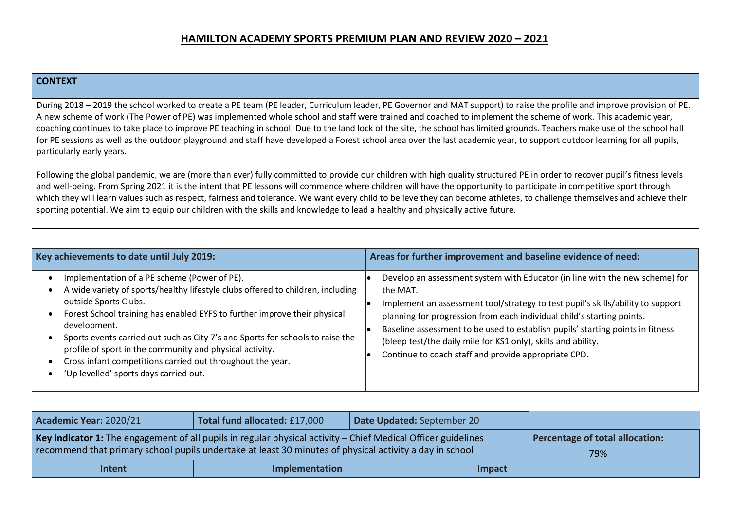# HAMILTON ACADEMY SPORTS PREMIUM PLAN AND REVIEW 2020 – 2021

| **CONTEXT** |
|---|
| During 2018 – 2019 the school worked to create a PE team (PE leader, Curriculum leader, PE Governor and MAT support) to raise the profile and improve provision of PE. A new scheme of work (The Power of PE) was implemented whole school and staff were trained and coached to implement the scheme of work. This academic year, coaching continues to take place to improve PE teaching in school. Due to the land lock of the site, the school has limited grounds. Teachers make use of the school hall for PE sessions as well as the outdoor playground and staff have developed a Forest school area over the last academic year, to support outdoor learning for all pupils, particularly early years.<br><br>Following the global pandemic, we are (more than ever) fully committed to provide our children with high quality structured PE in order to recover pupil's fitness levels and well-being. From Spring 2021 it is the intent that PE lessons will commence where children will have the opportunity to participate in competitive sport through which they will learn values such as respect, fairness and tolerance. We want every child to believe they can become athletes, to challenge themselves and achieve their sporting potential. We aim to equip our children with the skills and knowledge to lead a healthy and physically active future. |

| **Key achievements to date until July 2019:** | **Areas for further improvement and baseline evidence of need:** |
|---|---|
| • Implementation of a PE scheme (Power of PE).<br>• A wide variety of sports/healthy lifestyle clubs offered to children, including outside Sports Clubs.<br>• Forest School training has enabled EYFS to further improve their physical development.<br>• Sports events carried out such as City 7's and Sports for schools to raise the profile of sport in the community and physical activity.<br>• Cross infant competitions carried out throughout the year.<br>• 'Up levelled' sports days carried out. | • Develop an assessment system with Educator (in line with the new scheme) for the MAT.<br>• Implement an assessment tool/strategy to test pupil's skills/ability to support planning for progression from each individual child's starting points.<br>• Baseline assessment to be used to establish pupils' starting points in fitness (bleep test/the daily mile for KS1 only), skills and ability.<br>• Continue to coach staff and provide appropriate CPD. |

| **Academic Year:** 2020/21 | **Total fund allocated:** £17,000 | **Date Updated:** September 20 | |
|---|---|---|---|
| **Key indicator 1:** The engagement of all pupils in regular physical activity – Chief Medical Officer guidelines recommend that primary school pupils undertake at least 30 minutes of physical activity a day in school | | | **Percentage of total allocation:**<br>79% |
| **Intent** | **Implementation** | **Impact** | |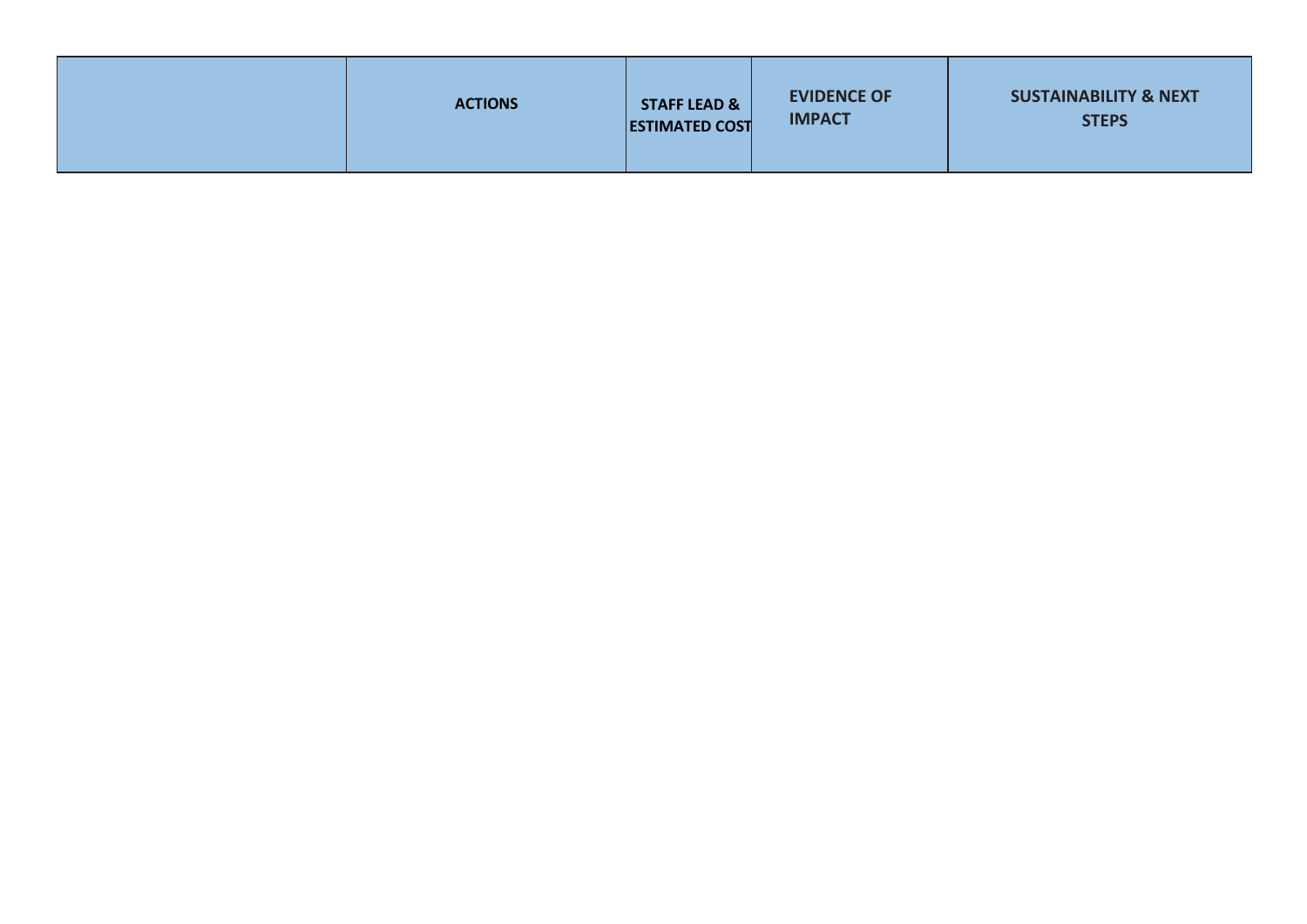| | ACTIONS | STAFF LEAD & ESTIMATED COST | EVIDENCE OF IMPACT | SUSTAINABILITY & NEXT STEPS |
|---|---|---|---|---|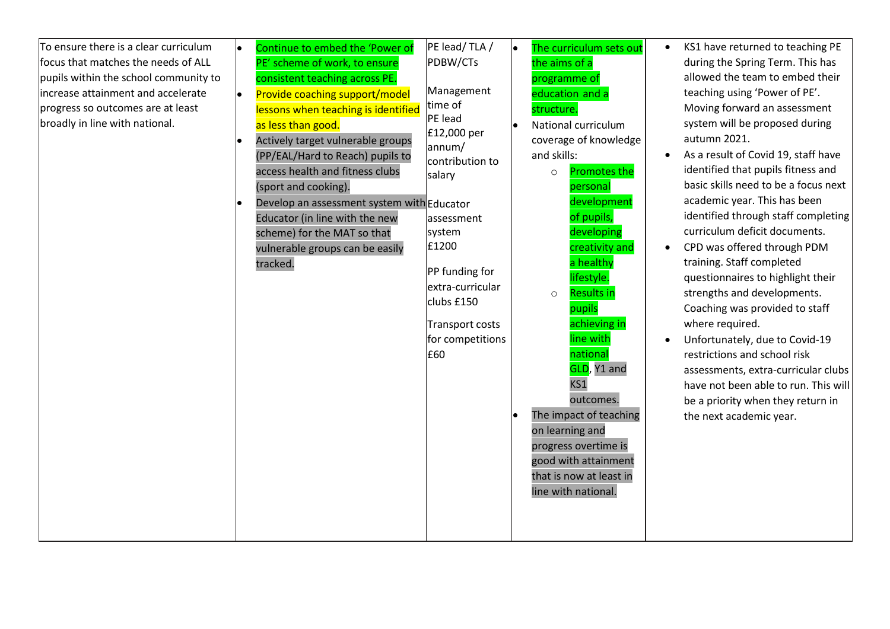| | | | | |
|---|---|---|---|---|
| To ensure there is a clear curriculum focus that matches the needs of ALL pupils within the school community to increase attainment and accelerate progress so outcomes are at least broadly in line with national. | • Continue to embed the 'Power of PE' scheme of work, to ensure consistent teaching across PE.<br>• Provide coaching support/model lessons when teaching is identified as less than good.<br>• Actively target vulnerable groups (PP/EAL/Hard to Reach) pupils to access health and fitness clubs (sport and cooking).<br>• Develop an assessment system with Educator (in line with the new scheme) for the MAT so that vulnerable groups can be easily tracked. | PE lead/ TLA / PDBW/CTs<br><br>Management time of PE lead £12,000 per annum/ contribution to salary<br><br>Educator assessment system £1200<br><br>PP funding for extra-curricular clubs £150<br><br>Transport costs for competitions £60 | • The curriculum sets out the aims of a programme of education and a structure.<br>• National curriculum coverage of knowledge and skills:<br>  ○ Promotes the personal development of pupils, developing creativity and a healthy lifestyle.<br>  ○ Results in pupils achieving in line with national GLD, Y1 and KS1 outcomes.<br>• The impact of teaching on learning and progress overtime is good with attainment that is now at least in line with national. | • KS1 have returned to teaching PE during the Spring Term. This has allowed the team to embed their teaching using 'Power of PE'. Moving forward an assessment system will be proposed during autumn 2021.<br>• As a result of Covid 19, staff have identified that pupils fitness and basic skills need to be a focus next academic year. This has been identified through staff completing curriculum deficit documents.<br>• CPD was offered through PDM training. Staff completed questionnaires to highlight their strengths and developments. Coaching was provided to staff where required.<br>• Unfortunately, due to Covid-19 restrictions and school risk assessments, extra-curricular clubs have not been able to run. This will be a priority when they return in the next academic year. |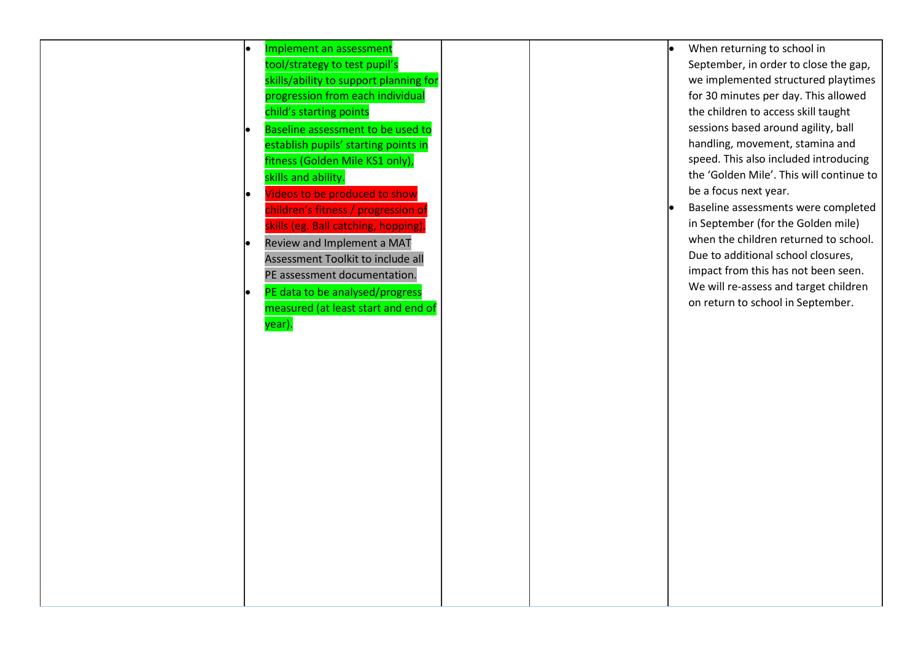|  |  |  |  |  |
|---|---|---|---|---|
|  | • Implement an assessment tool/strategy to test pupil's skills/ability to support planning for progression from each individual child's starting points<br>• Baseline assessment to be used to establish pupils' starting points in fitness (Golden Mile KS1 only), skills and ability.<br>• Videos to be produced to show children's fitness / progression of skills (eg. Ball catching, hopping).<br>• Review and Implement a MAT Assessment Toolkit to include all PE assessment documentation.<br>• PE data to be analysed/progress measured (at least start and end of year). |  |  | • When returning to school in September, in order to close the gap, we implemented structured playtimes for 30 minutes per day. This allowed the children to access skill taught sessions based around agility, ball handling, movement, stamina and speed. This also included introducing the 'Golden Mile'. This will continue to be a focus next year.<br>• Baseline assessments were completed in September (for the Golden mile) when the children returned to school. Due to additional school closures, impact from this has not been seen. We will re-assess and target children on return to school in September. |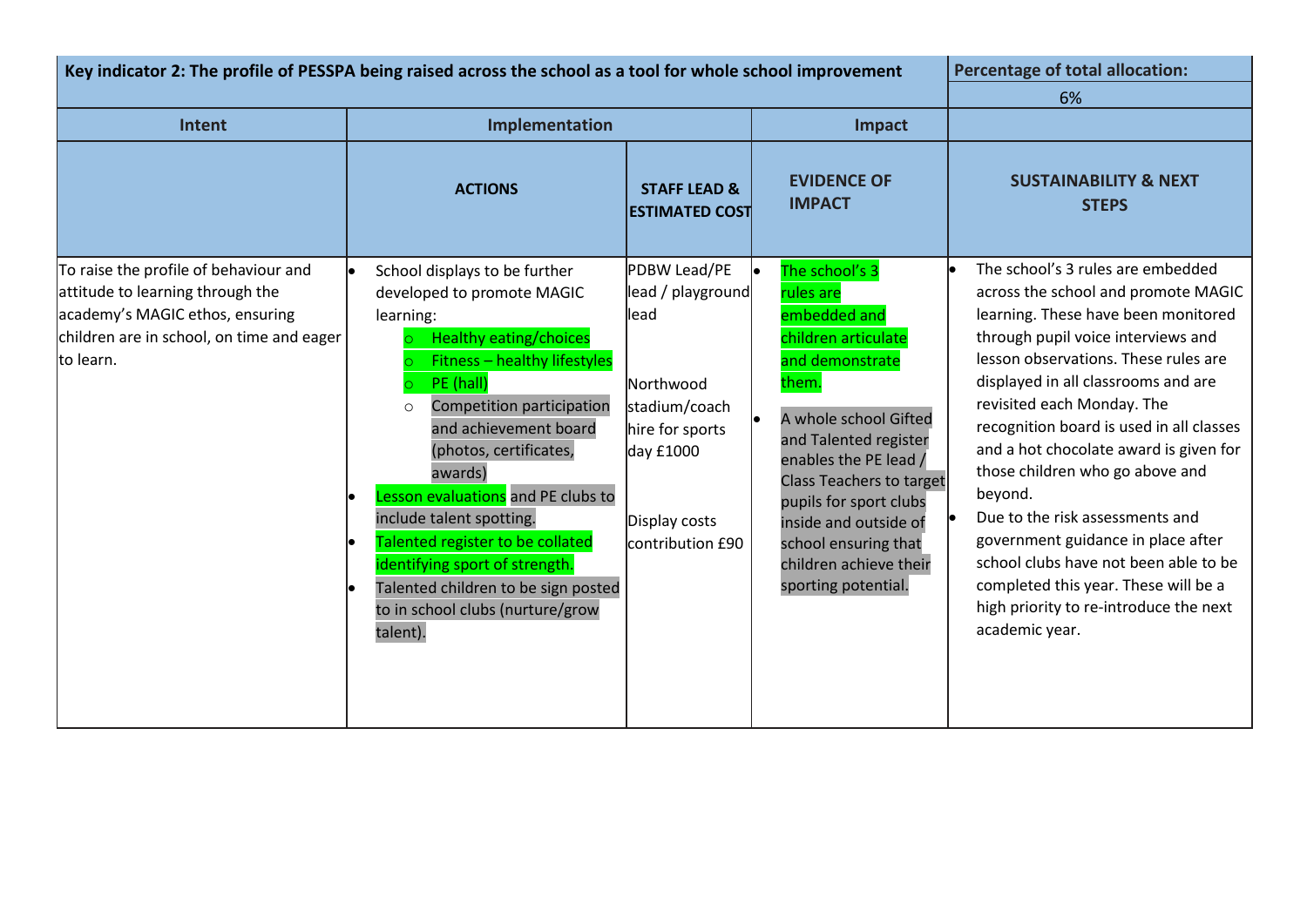| Key indicator 2: The profile of PESSPA being raised across the school as a tool for whole school improvement | | | | Percentage of total allocation: 6% |
|---|---|---|---|---|
| **Intent** | **Implementation** | | **Impact** | |
| | **ACTIONS** | **STAFF LEAD & ESTIMATED COST** | **EVIDENCE OF IMPACT** | **SUSTAINABILITY & NEXT STEPS** |
| To raise the profile of behaviour and attitude to learning through the academy's MAGIC ethos, ensuring children are in school, on time and eager to learn. | • School displays to be further developed to promote MAGIC learning:<br>○ Healthy eating/choices<br>○ Fitness – healthy lifestyles<br>○ PE (hall)<br>○ Competition participation and achievement board (photos, certificates, awards)<br>• Lesson evaluations and PE clubs to include talent spotting.<br>• Talented register to be collated identifying sport of strength.<br>• Talented children to be sign posted to in school clubs (nurture/grow talent). | PDBW Lead/PE lead / playground lead<br><br>Northwood stadium/coach hire for sports day £1000<br><br>Display costs contribution £90 | • The school's 3 rules are embedded and children articulate and demonstrate them.<br>• A whole school Gifted and Talented register enables the PE lead / Class Teachers to target pupils for sport clubs inside and outside of school ensuring that children achieve their sporting potential. | • The school's 3 rules are embedded across the school and promote MAGIC learning. These have been monitored through pupil voice interviews and lesson observations. These rules are displayed in all classrooms and are revisited each Monday. The recognition board is used in all classes and a hot chocolate award is given for those children who go above and beyond.<br>• Due to the risk assessments and government guidance in place after school clubs have not been able to be completed this year. These will be a high priority to re-introduce the next academic year. |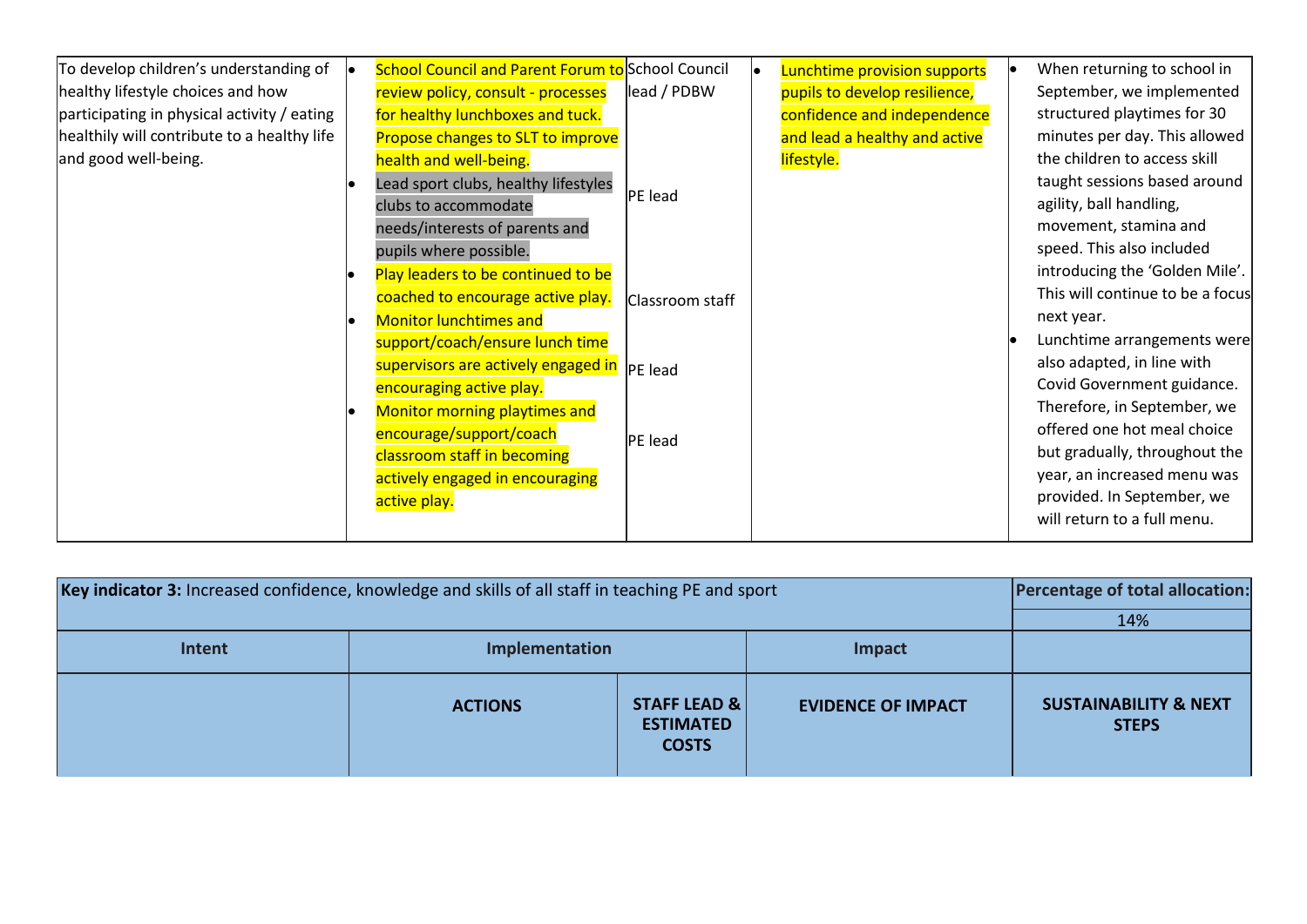| | | | | |
|---|---|---|---|---|
| To develop children's understanding of healthy lifestyle choices and how participating in physical activity / eating healthily will contribute to a healthy life and good well-being. | • School Council and Parent Forum to review policy, consult - processes for healthy lunchboxes and tuck. Propose changes to SLT to improve health and well-being.<br>• Lead sport clubs, healthy lifestyles clubs to accommodate needs/interests of parents and pupils where possible.<br>• Play leaders to be continued to be coached to encourage active play.<br>• Monitor lunchtimes and support/coach/ensure lunch time supervisors are actively engaged in encouraging active play.<br>• Monitor morning playtimes and encourage/support/coach classroom staff in becoming actively engaged in encouraging active play. | School Council lead / PDBW<br><br>PE lead<br><br>Classroom staff<br><br>PE lead<br><br>PE lead | • Lunchtime provision supports pupils to develop resilience, confidence and independence and lead a healthy and active lifestyle. | • When returning to school in September, we implemented structured playtimes for 30 minutes per day. This allowed the children to access skill taught sessions based around agility, ball handling, movement, stamina and speed. This also included introducing the 'Golden Mile'. This will continue to be a focus next year.<br>• Lunchtime arrangements were also adapted, in line with Covid Government guidance. Therefore, in September, we offered one hot meal choice but gradually, throughout the year, an increased menu was provided. In September, we will return to a full menu. |

| **Key indicator 3:** Increased confidence, knowledge and skills of all staff in teaching PE and sport | | | | **Percentage of total allocation:** |
|---|---|---|---|---|
| | | | | 14% |
| **Intent** | **Implementation** | | **Impact** | |
| | **ACTIONS** | **STAFF LEAD & ESTIMATED COSTS** | **EVIDENCE OF IMPACT** | **SUSTAINABILITY & NEXT STEPS** |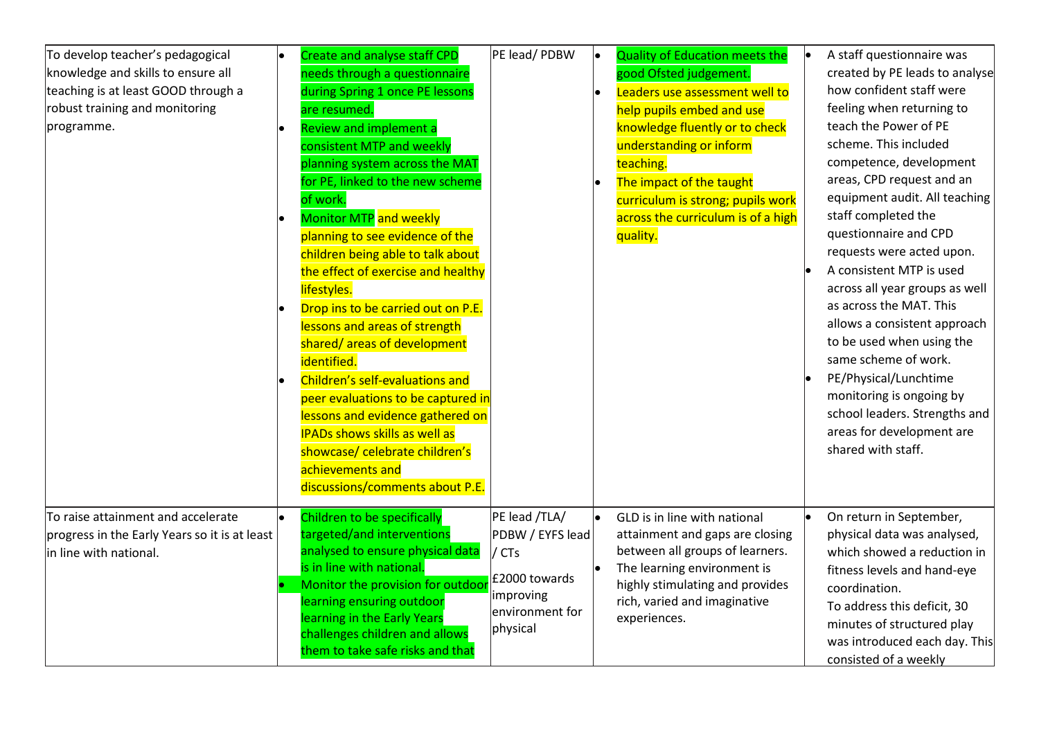| | | | | |
|---|---|---|---|---|
| To develop teacher's pedagogical knowledge and skills to ensure all teaching is at least GOOD through a robust training and monitoring programme. | • Create and analyse staff CPD needs through a questionnaire during Spring 1 once PE lessons are resumed.<br>• Review and implement a consistent MTP and weekly planning system across the MAT for PE, linked to the new scheme of work.<br>• Monitor MTP and weekly planning to see evidence of the children being able to talk about the effect of exercise and healthy lifestyles.<br>• Drop ins to be carried out on P.E. lessons and areas of strength shared/ areas of development identified.<br>• Children's self-evaluations and peer evaluations to be captured in lessons and evidence gathered on IPADs shows skills as well as showcase/ celebrate children's achievements and discussions/comments about P.E. | PE lead/ PDBW | • Quality of Education meets the good Ofsted judgement.<br>• Leaders use assessment well to help pupils embed and use knowledge fluently or to check understanding or inform teaching.<br>• The impact of the taught curriculum is strong; pupils work across the curriculum is of a high quality. | • A staff questionnaire was created by PE leads to analyse how confident staff were feeling when returning to teach the Power of PE scheme. This included competence, development areas, CPD request and an equipment audit. All teaching staff completed the questionnaire and CPD requests were acted upon.<br>• A consistent MTP is used across all year groups as well as across the MAT. This allows a consistent approach to be used when using the same scheme of work.<br>• PE/Physical/Lunchtime monitoring is ongoing by school leaders. Strengths and areas for development are shared with staff. |
| To raise attainment and accelerate progress in the Early Years so it is at least in line with national. | • Children to be specifically targeted/and interventions analysed to ensure physical data is in line with national.<br>• Monitor the provision for outdoor learning ensuring outdoor learning in the Early Years challenges children and allows them to take safe risks and that | PE lead /TLA/ PDBW / EYFS lead / CTs<br><br>£2000 towards improving environment for physical | • GLD is in line with national attainment and gaps are closing between all groups of learners.<br>• The learning environment is highly stimulating and provides rich, varied and imaginative experiences. | • On return in September, physical data was analysed, which showed a reduction in fitness levels and hand-eye coordination.<br>To address this deficit, 30 minutes of structured play was introduced each day. This consisted of a weekly |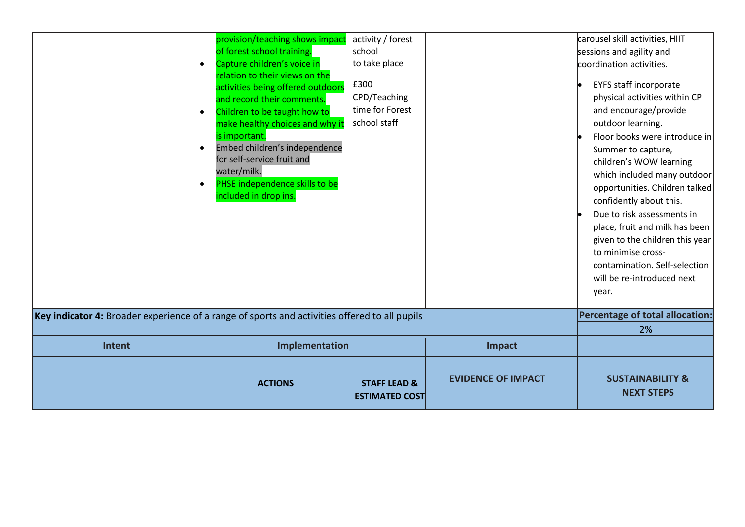| | | | | |
|---|---|---|---|---|
| | provision/teaching shows impact of forest school training.<br>• Capture children's voice in relation to their views on the activities being offered outdoors and record their comments.<br>• Children to be taught how to make healthy choices and why it is important.<br>• Embed children's independence for self-service fruit and water/milk.<br>• PHSE independence skills to be included in drop ins. | activity / forest school to take place<br><br>£300 CPD/Teaching time for Forest school staff | | carousel skill activities, HIIT sessions and agility and coordination activities.<br>• EYFS staff incorporate physical activities within CP and encourage/provide outdoor learning.<br>• Floor books were introduce in Summer to capture, children's WOW learning which included many outdoor opportunities. Children talked confidently about this.<br>• Due to risk assessments in place, fruit and milk has been given to the children this year to minimise cross-contamination. Self-selection will be re-introduced next year. |

| | | | | |
|---|---|---|---|---|
| **Key indicator 4:** Broader experience of a range of sports and activities offered to all pupils | | | | **Percentage of total allocation:**<br>2% |
| **Intent** | **Implementation** | | **Impact** | |
| | **ACTIONS** | **STAFF LEAD & ESTIMATED COST** | **EVIDENCE OF IMPACT** | **SUSTAINABILITY & NEXT STEPS** |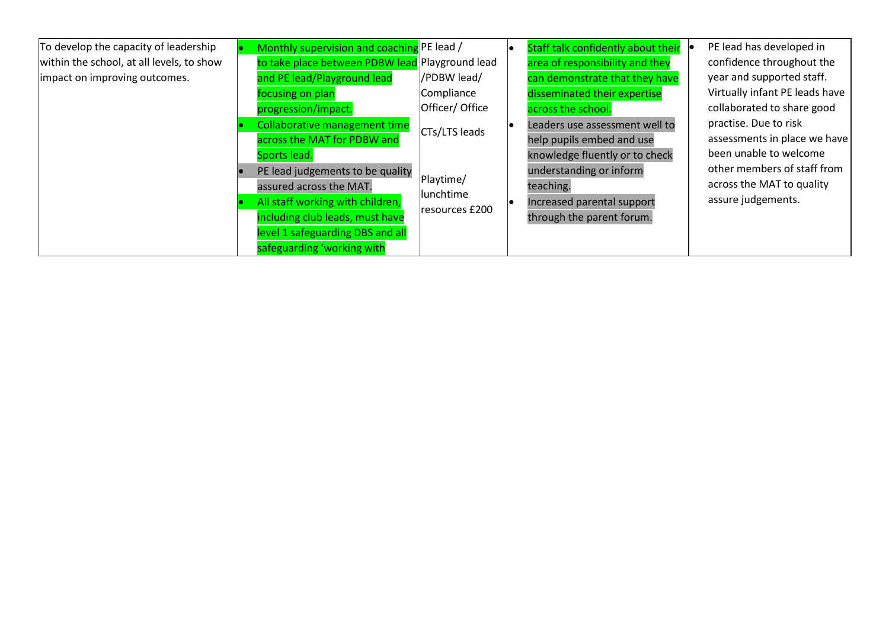| | | | | |
|---|---|---|---|---|
| To develop the capacity of leadership within the school, at all levels, to show impact on improving outcomes. | • Monthly supervision and coaching to take place between PDBW lead and PE lead/Playground lead focusing on plan progression/impact.<br>• Collaborative management time across the MAT for PDBW and Sports lead.<br>• PE lead judgements to be quality assured across the MAT.<br>• All staff working with children, including club leads, must have level 1 safeguarding DBS and all safeguarding 'working with | PE lead / Playground lead /PDBW lead/ Compliance Officer/ Office<br><br>CTs/LTS leads<br><br>Playtime/ lunchtime resources £200 | • Staff talk confidently about their area of responsibility and they can demonstrate that they have disseminated their expertise across the school.<br>• Leaders use assessment well to help pupils embed and use knowledge fluently or to check understanding or inform teaching.<br>• Increased parental support through the parent forum. | • PE lead has developed in confidence throughout the year and supported staff. Virtually infant PE leads have collaborated to share good practise. Due to risk assessments in place we have been unable to welcome other members of staff from across the MAT to quality assure judgements. |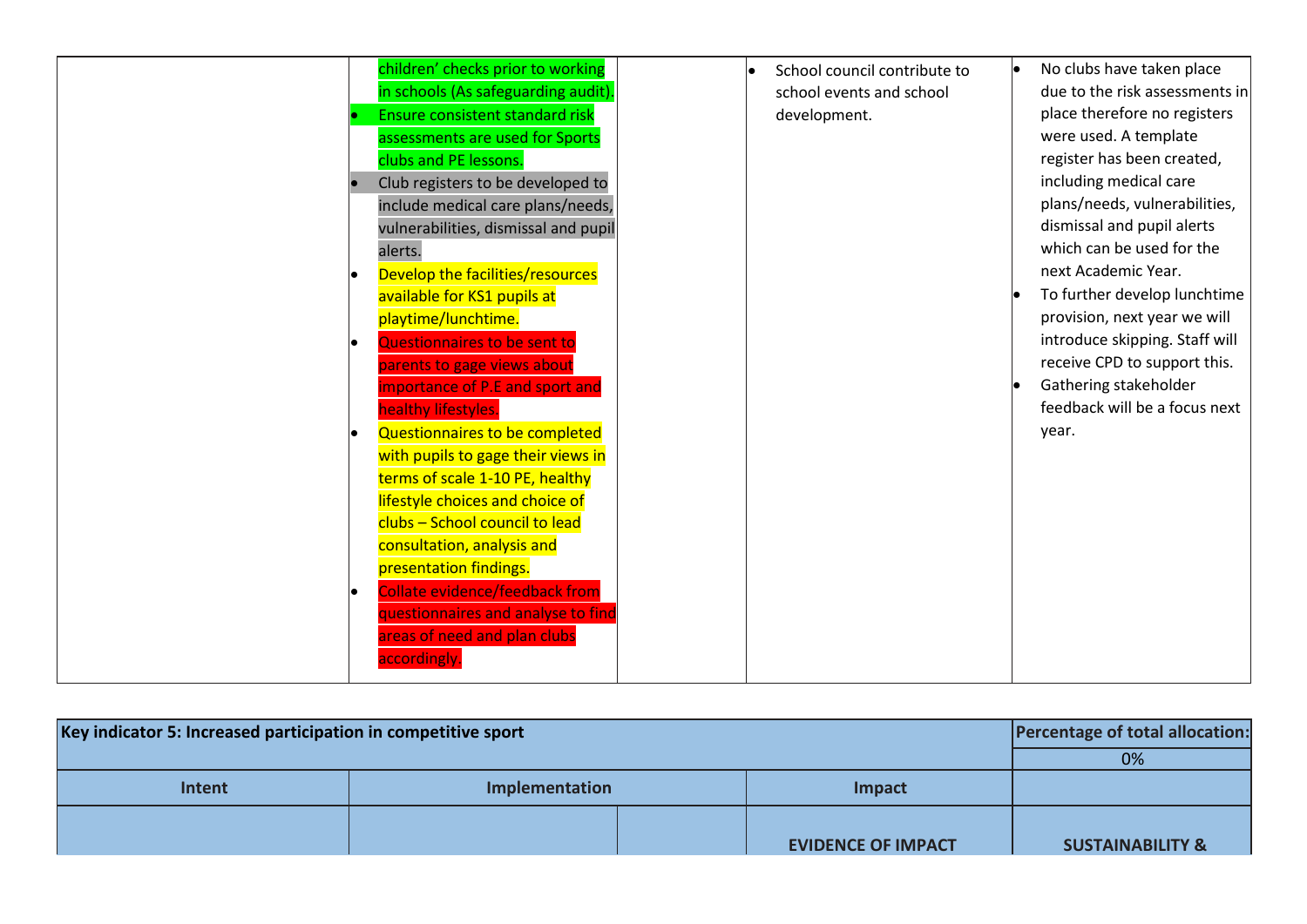| | | | | |
|---|---|---|---|---|
| | • children' checks prior to working in schools (As safeguarding audit).<br>• Ensure consistent standard risk assessments are used for Sports clubs and PE lessons.<br>• Club registers to be developed to include medical care plans/needs, vulnerabilities, dismissal and pupil alerts.<br>• Develop the facilities/resources available for KS1 pupils at playtime/lunchtime.<br>• Questionnaires to be sent to parents to gage views about importance of P.E and sport and healthy lifestyles.<br>• Questionnaires to be completed with pupils to gage their views in terms of scale 1-10 PE, healthy lifestyle choices and choice of clubs – School council to lead consultation, analysis and presentation findings.<br>• Collate evidence/feedback from questionnaires and analyse to find areas of need and plan clubs accordingly. | | • School council contribute to school events and school development. | • No clubs have taken place due to the risk assessments in place therefore no registers were used. A template register has been created, including medical care plans/needs, vulnerabilities, dismissal and pupil alerts which can be used for the next Academic Year.<br>• To further develop lunchtime provision, next year we will introduce skipping. Staff will receive CPD to support this.<br>• Gathering stakeholder feedback will be a focus next year. |

| **Key indicator 5: Increased participation in competitive sport** | | | | **Percentage of total allocation:** |
|---|---|---|---|---|
| | | | | 0% |
| **Intent** | **Implementation** | | **Impact** | |
| | | | **EVIDENCE OF IMPACT** | **SUSTAINABILITY &** |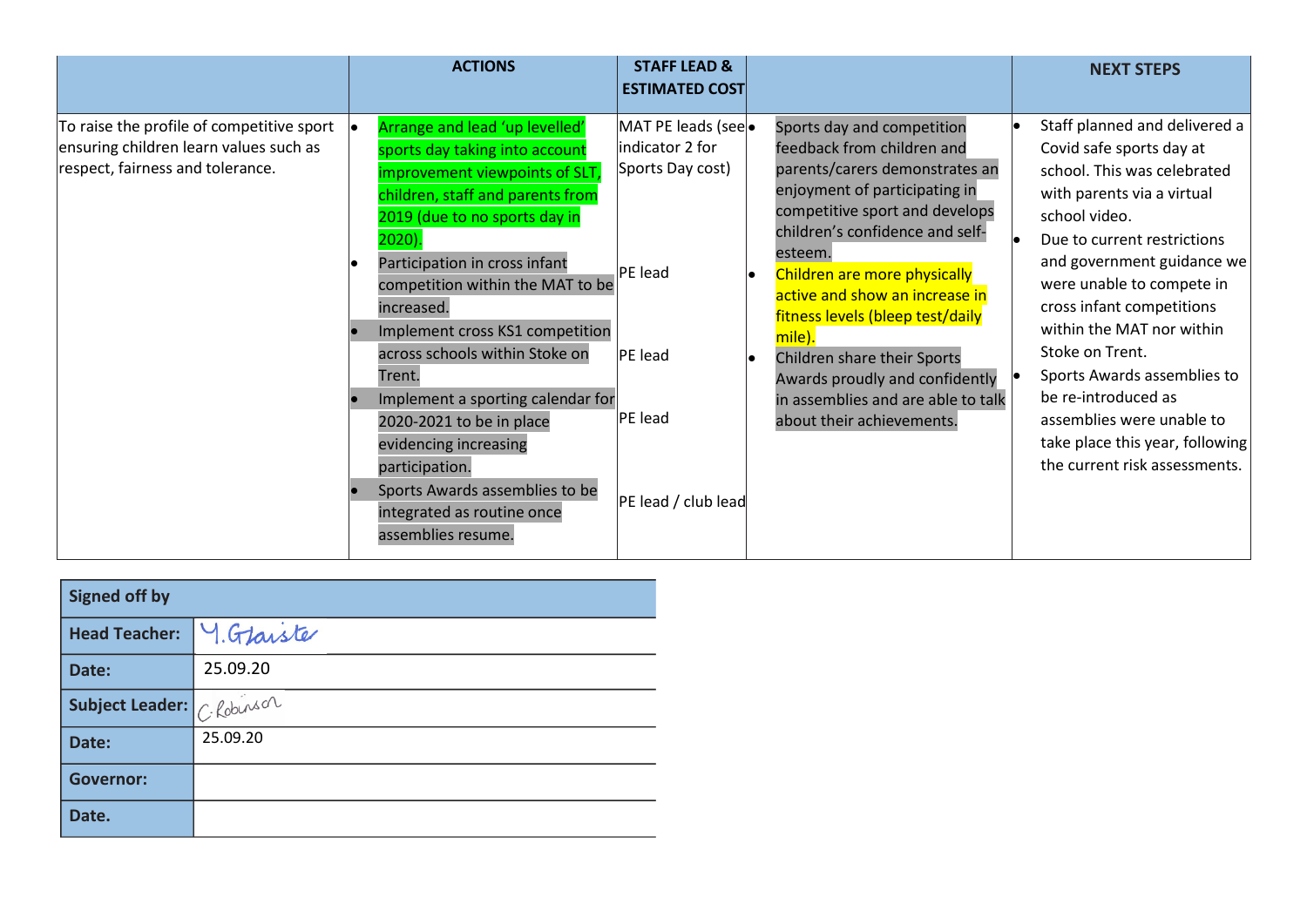| | ACTIONS | STAFF LEAD & ESTIMATED COST | | NEXT STEPS |
|---|---|---|---|---|
| To raise the profile of competitive sport ensuring children learn values such as respect, fairness and tolerance. | • Arrange and lead 'up levelled' sports day taking into account improvement viewpoints of SLT, children, staff and parents from 2019 (due to no sports day in 2020).<br>• Participation in cross infant competition within the MAT to be increased.<br>• Implement cross KS1 competition across schools within Stoke on Trent.<br>• Implement a sporting calendar for 2020-2021 to be in place evidencing increasing participation.<br>• Sports Awards assemblies to be integrated as routine once assemblies resume. | MAT PE leads (see indicator 2 for Sports Day cost)<br>PE lead<br>PE lead<br>PE lead<br>PE lead / club lead | • Sports day and competition feedback from children and parents/carers demonstrates an enjoyment of participating in competitive sport and develops children's confidence and self-esteem.<br>• Children are more physically active and show an increase in fitness levels (bleep test/daily mile).<br>• Children share their Sports Awards proudly and confidently in assemblies and are able to talk about their achievements. | • Staff planned and delivered a Covid safe sports day at school. This was celebrated with parents via a virtual school video.<br>• Due to current restrictions and government guidance we were unable to compete in cross infant competitions within the MAT nor within Stoke on Trent.<br>• Sports Awards assemblies to be re-introduced as assemblies were unable to take place this year, following the current risk assessments. |

| Signed off by | |
|---|---|
| Head Teacher: | Y. Glaister |
| Date: | 25.09.20 |
| Subject Leader: | C. Robinson |
| Date: | 25.09.20 |
| Governor: | |
| Date. | |